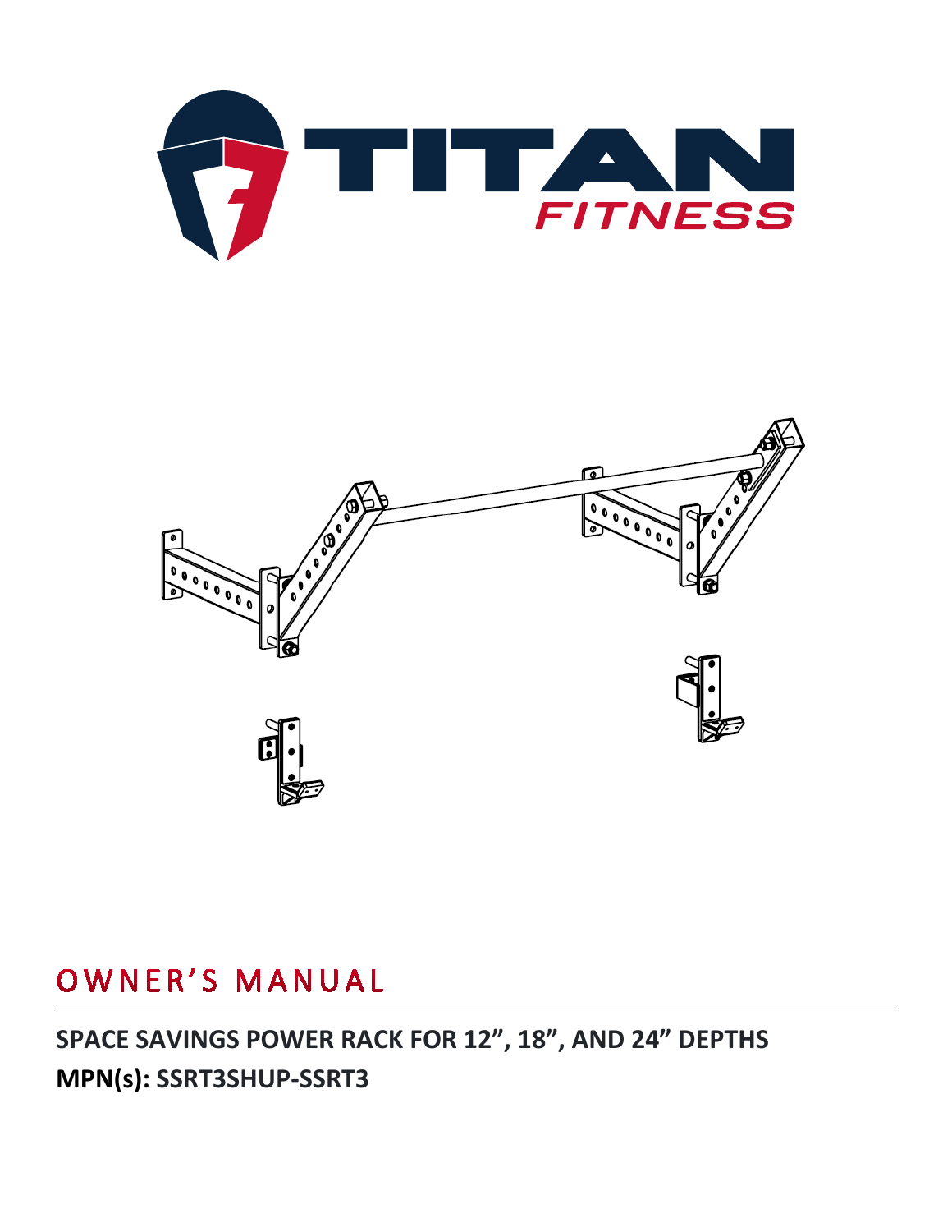# OWNER'S MANUAL

**SPACE SAVINGS POWER RACK FOR 12", 18", AND 24" DEPTHS**

**MPN(s): SSRT3SHUP-SSRT3**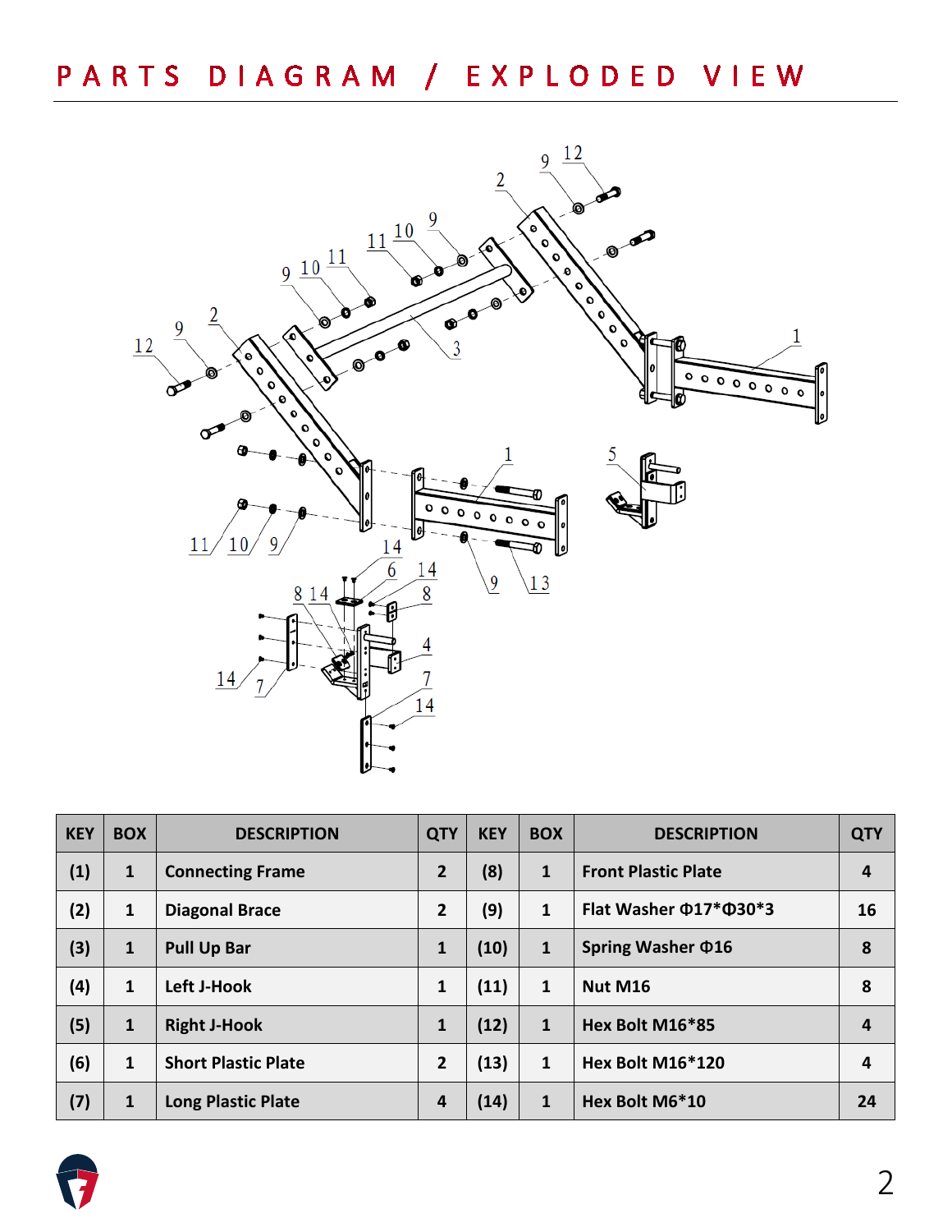# PARTS DIAGRAM / EXPLODED VIEW

| KEY | BOX | DESCRIPTION | QTY | KEY | BOX | DESCRIPTION | QTY |
|---|---|---|---|---|---|---|---|
| (1) | 1 | Connecting Frame | 2 | (8) | 1 | Front Plastic Plate | 4 |
| (2) | 1 | Diagonal Brace | 2 | (9) | 1 | Flat Washer Φ17*Φ30*3 | 16 |
| (3) | 1 | Pull Up Bar | 1 | (10) | 1 | Spring Washer Φ16 | 8 |
| (4) | 1 | Left J-Hook | 1 | (11) | 1 | Nut M16 | 8 |
| (5) | 1 | Right J-Hook | 1 | (12) | 1 | Hex Bolt M16*85 | 4 |
| (6) | 1 | Short Plastic Plate | 2 | (13) | 1 | Hex Bolt M16*120 | 4 |
| (7) | 1 | Long Plastic Plate | 4 | (14) | 1 | Hex Bolt M6*10 | 24 |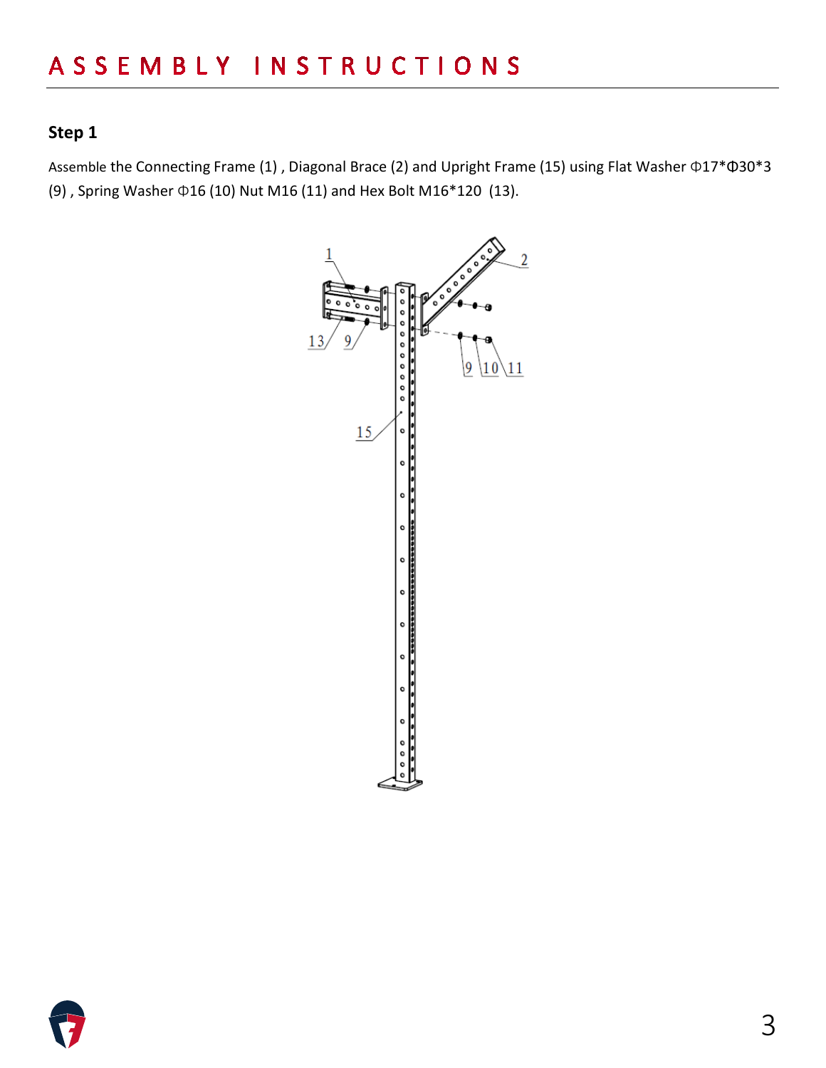# ASSEMBLY INSTRUCTIONS

### Step 1

Assemble the Connecting Frame (1) , Diagonal Brace (2) and Upright Frame (15) using Flat Washer Φ17*Φ30*3 (9) , Spring Washer Φ16 (10) Nut M16 (11) and Hex Bolt M16*120 (13).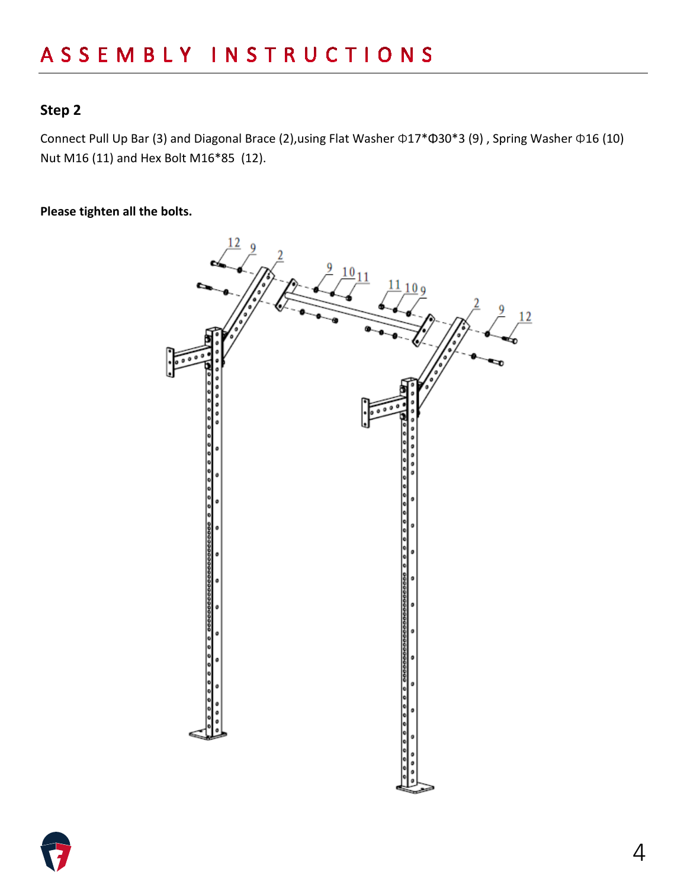# ASSEMBLY INSTRUCTIONS

## Step 2

Connect Pull Up Bar (3) and Diagonal Brace (2),using Flat Washer Φ17*Φ30*3 (9) , Spring Washer Φ16 (10) Nut M16 (11) and Hex Bolt M16*85 (12).

**Please tighten all the bolts.**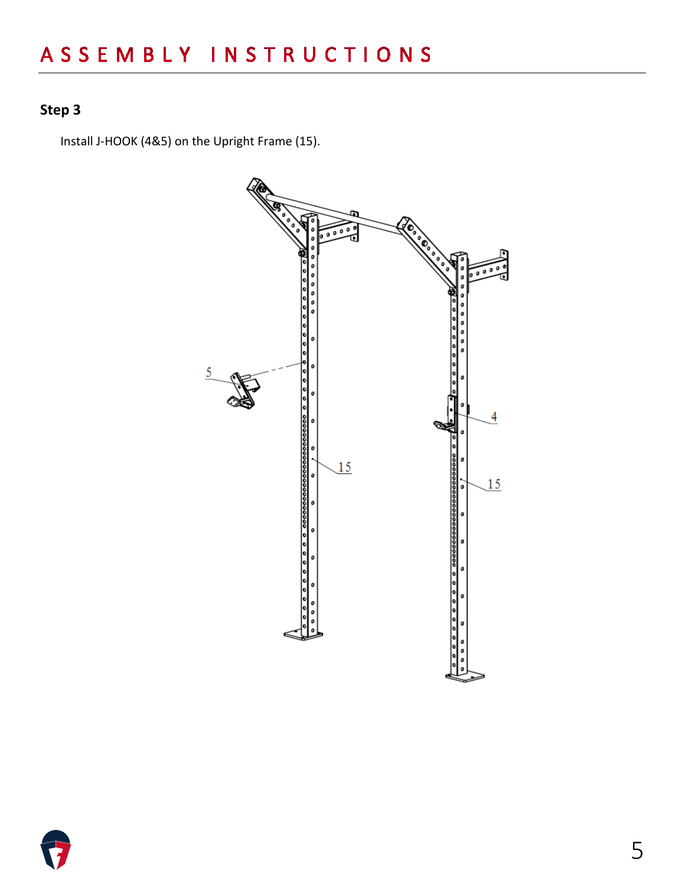# ASSEMBLY INSTRUCTIONS

## Step 3

Install J-HOOK (4&5) on the Upright Frame (15).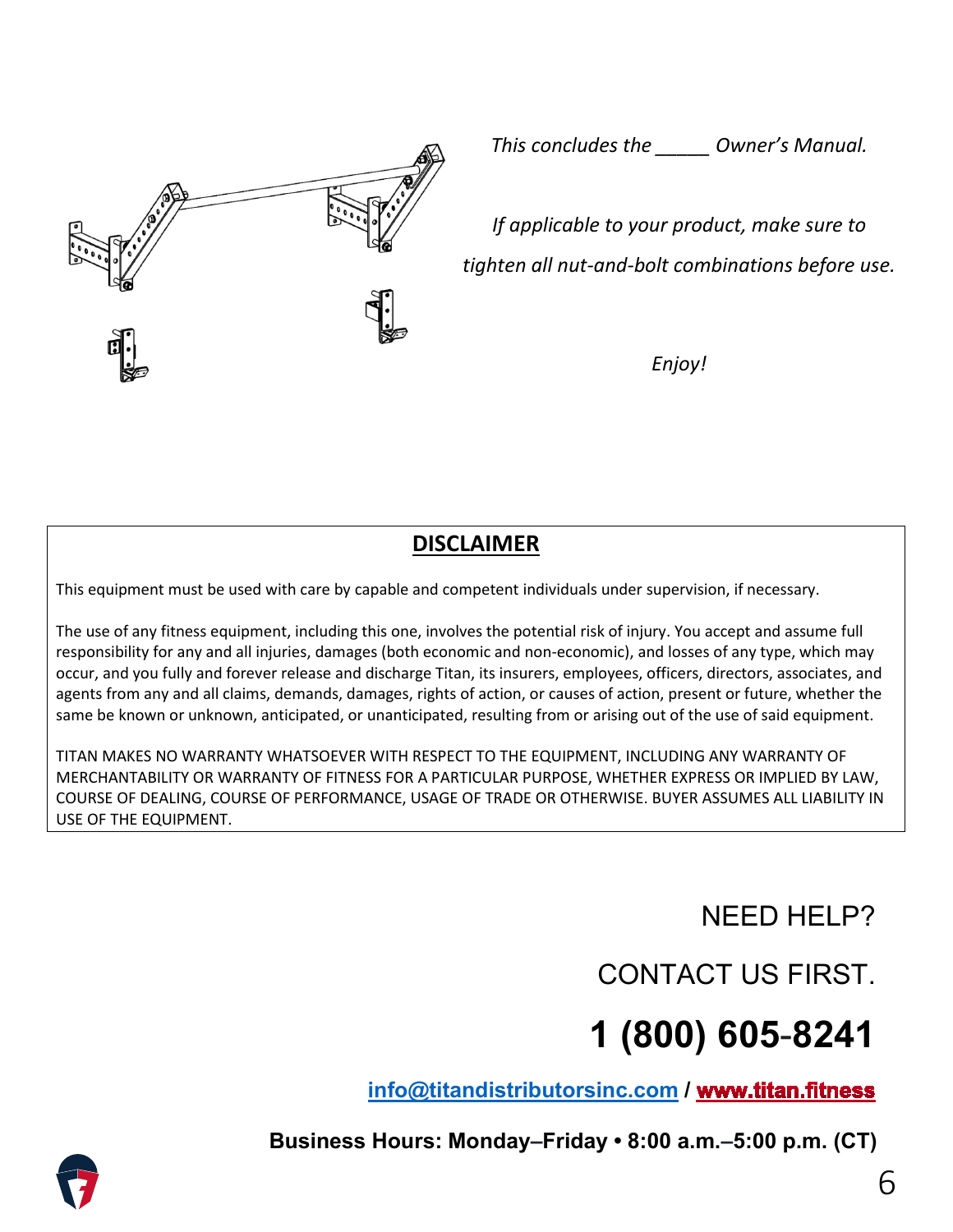*This concludes the _____ Owner's Manual.*

*If applicable to your product, make sure to tighten all nut-and-bolt combinations before use.*

*Enjoy!*

## DISCLAIMER

This equipment must be used with care by capable and competent individuals under supervision, if necessary.

The use of any fitness equipment, including this one, involves the potential risk of injury. You accept and assume full responsibility for any and all injuries, damages (both economic and non-economic), and losses of any type, which may occur, and you fully and forever release and discharge Titan, its insurers, employees, officers, directors, associates, and agents from any and all claims, demands, damages, rights of action, or causes of action, present or future, whether the same be known or unknown, anticipated, or unanticipated, resulting from or arising out of the use of said equipment.

TITAN MAKES NO WARRANTY WHATSOEVER WITH RESPECT TO THE EQUIPMENT, INCLUDING ANY WARRANTY OF MERCHANTABILITY OR WARRANTY OF FITNESS FOR A PARTICULAR PURPOSE, WHETHER EXPRESS OR IMPLIED BY LAW, COURSE OF DEALING, COURSE OF PERFORMANCE, USAGE OF TRADE OR OTHERWISE. BUYER ASSUMES ALL LIABILITY IN USE OF THE EQUIPMENT.

NEED HELP?

CONTACT US FIRST.

**1 (800) 605-8241**

**info@titandistributorsinc.com / www.titan.fitness**

**Business Hours: Monday–Friday • 8:00 a.m.–5:00 p.m. (CT)**